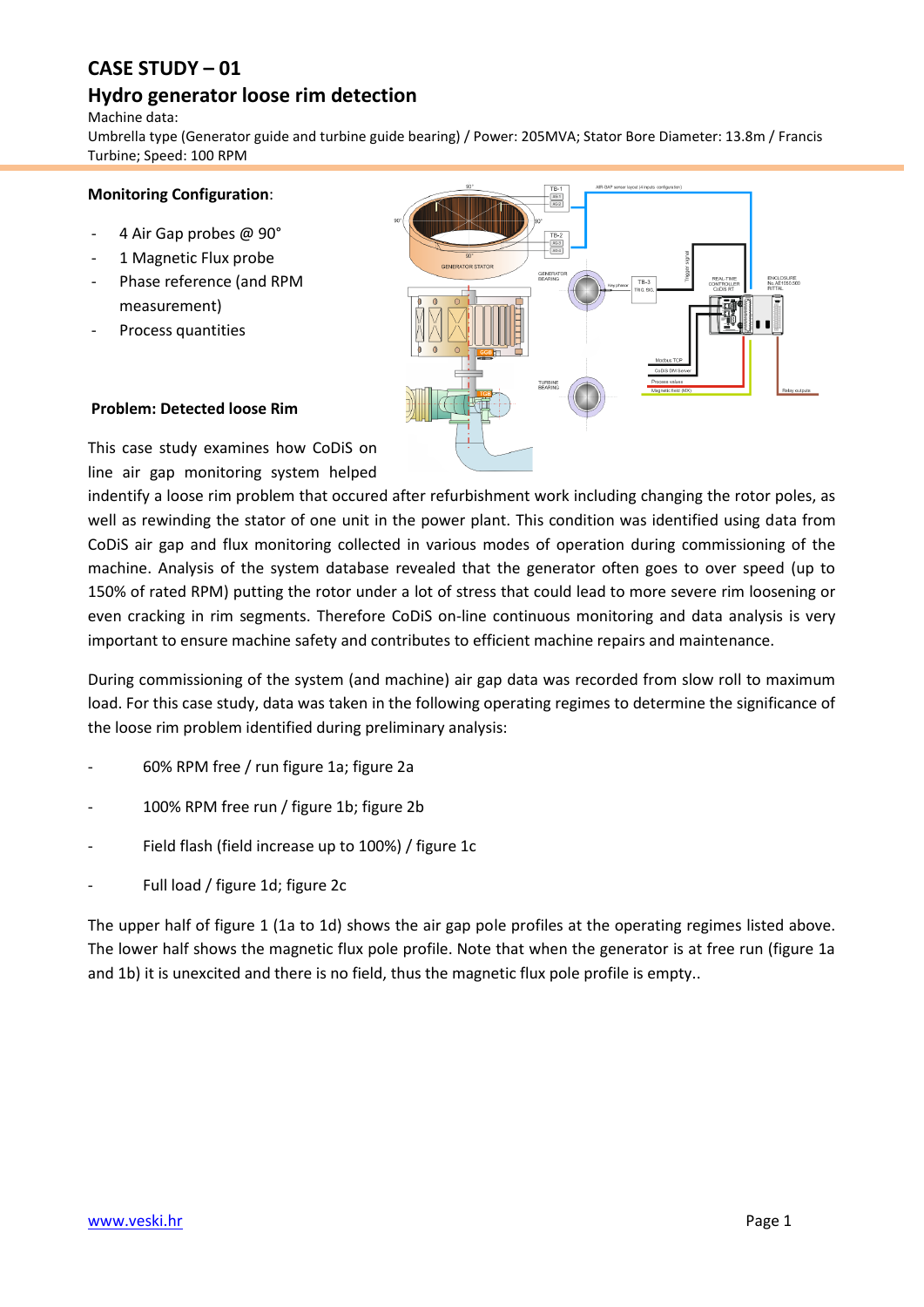# CASE STUDY – 01

## Hydro generator loose rim detection

Machine data:
Umbrella type (Generator guide and turbine guide bearing) / Power: 205MVA; Stator Bore Diameter: 13.8m / Francis Turbine; Speed: 100 RPM

**Monitoring Configuration**:

- 4 Air Gap probes @ 90°
- 1 Magnetic Flux probe
- Phase reference (and RPM measurement)
- Process quantities

**Problem: Detected loose Rim**

This case study examines how CoDiS on line air gap monitoring system helped indentify a loose rim problem that occured after refurbishment work including changing the rotor poles, as well as rewinding the stator of one unit in the power plant. This condition was identified using data from CoDiS air gap and flux monitoring collected in various modes of operation during commissioning of the machine. Analysis of the system database revealed that the generator often goes to over speed (up to 150% of rated RPM) putting the rotor under a lot of stress that could lead to more severe rim loosening or even cracking in rim segments. Therefore CoDiS on-line continuous monitoring and data analysis is very important to ensure machine safety and contributes to efficient machine repairs and maintenance.

During commissioning of the system (and machine) air gap data was recorded from slow roll to maximum load. For this case study, data was taken in the following operating regimes to determine the significance of the loose rim problem identified during preliminary analysis:

- 60% RPM free / run figure 1a; figure 2a
- 100% RPM free run / figure 1b; figure 2b
- Field flash (field increase up to 100%) / figure 1c
- Full load / figure 1d; figure 2c

The upper half of figure 1 (1a to 1d) shows the air gap pole profiles at the operating regimes listed above. The lower half shows the magnetic flux pole profile. Note that when the generator is at free run (figure 1a and 1b) it is unexcited and there is no field, thus the magnetic flux pole profile is empty..

[www.veski.hr](http://www.veski.hr)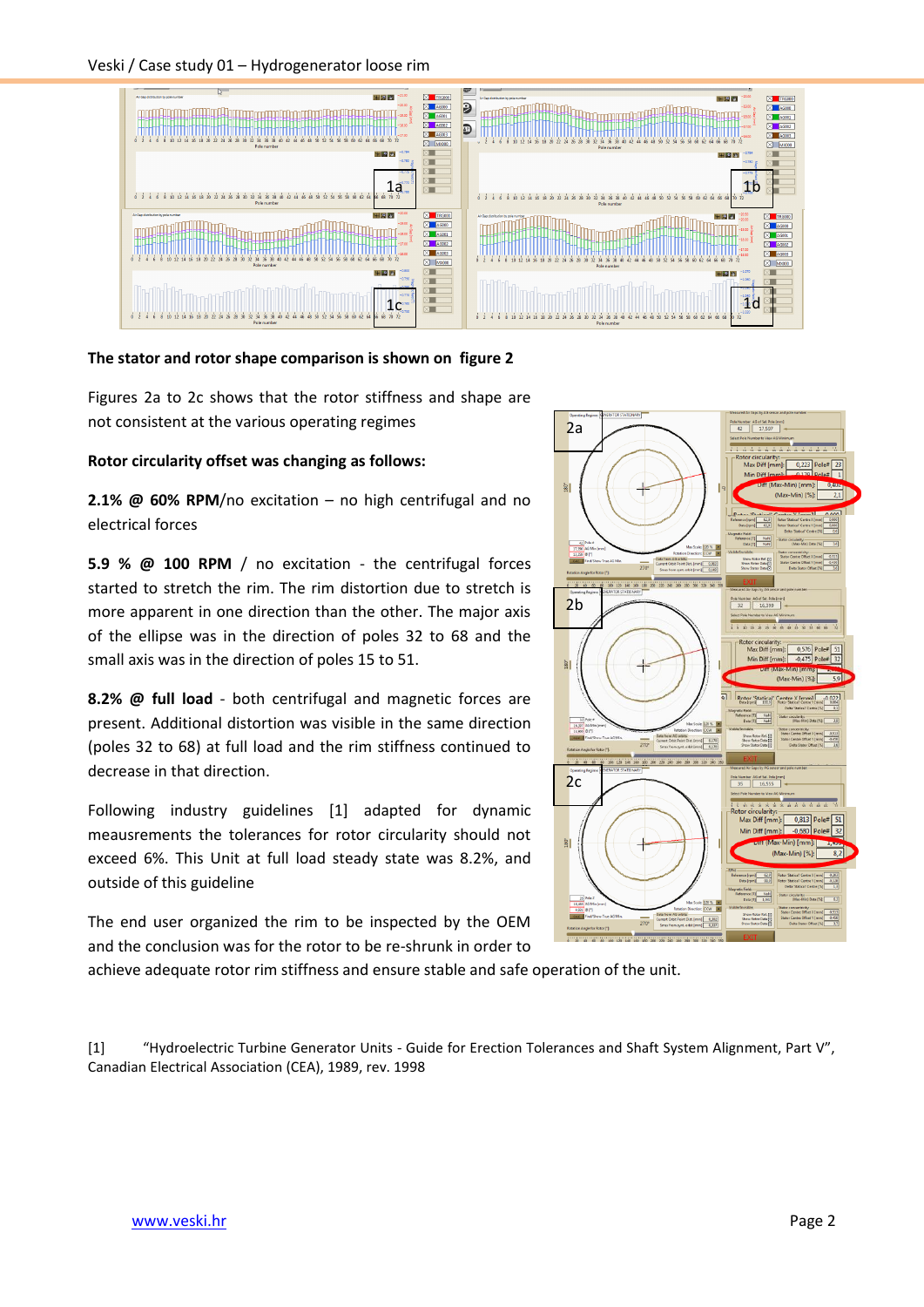**The stator and rotor shape comparison is shown on figure 2**

Figures 2a to 2c shows that the rotor stiffness and shape are not consistent at the various operating regimes

**Rotor circularity offset was changing as follows:**

**2.1% @ 60% RPM**/no excitation – no high centrifugal and no electrical forces

**5.9 % @ 100 RPM** / no excitation - the centrifugal forces started to stretch the rim. The rim distortion due to stretch is more apparent in one direction than the other. The major axis of the ellipse was in the direction of poles 32 to 68 and the small axis was in the direction of poles 15 to 51.

**8.2% @ full load** - both centrifugal and magnetic forces are present. Additional distortion was visible in the same direction (poles 32 to 68) at full load and the rim stiffness continued to decrease in that direction.

Following industry guidelines [1] adapted for dynamic measurements the tolerances for rotor circularity should not exceed 6%. This Unit at full load steady state was 8.2%, and outside of this guideline

The end user organized the rim to be inspected by the OEM and the conclusion was for the rotor to be re-shrunk in order to achieve adequate rotor rim stiffness and ensure stable and safe operation of the unit.

[1] "Hydroelectric Turbine Generator Units - Guide for Erection Tolerances and Shaft System Alignment, Part V", Canadian Electrical Association (CEA), 1989, rev. 1998

www.veski.hr